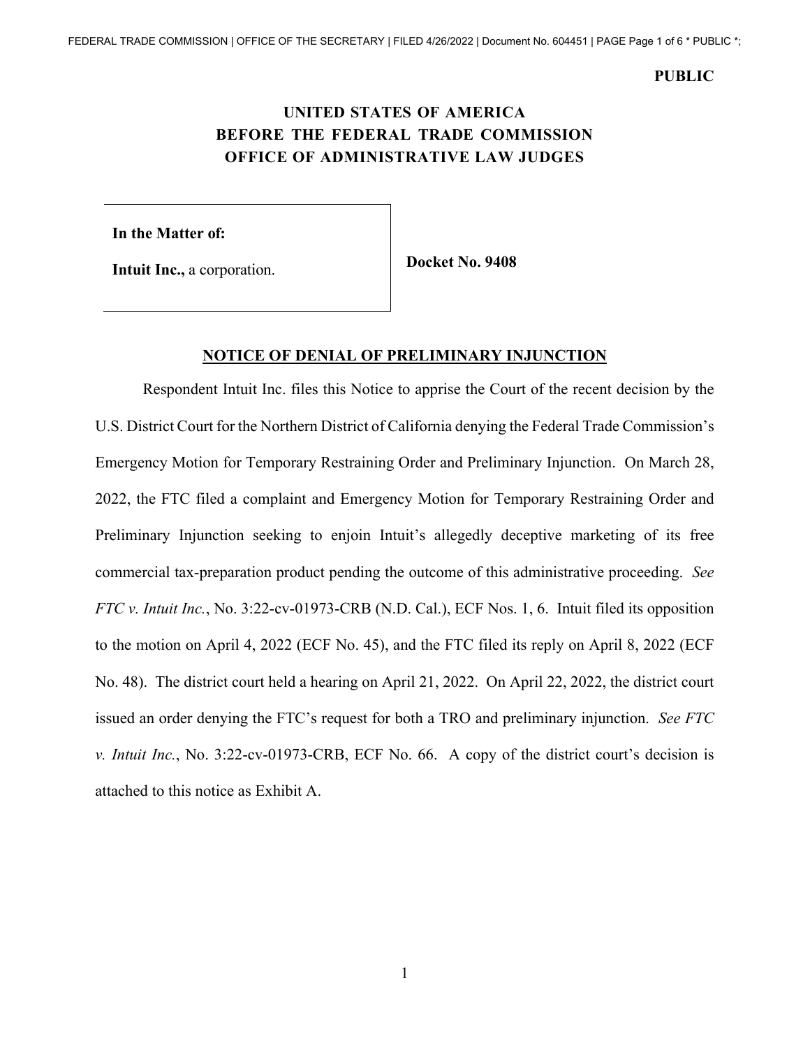**PUBLIC**

**UNITED STATES OF AMERICA**
**BEFORE THE FEDERAL TRADE COMMISSION**
**OFFICE OF ADMINISTRATIVE LAW JUDGES**

| **In the Matter of:** **Intuit Inc.,** a corporation. | **Docket No. 9408** |
| --- | --- |

**NOTICE OF DENIAL OF PRELIMINARY INJUNCTION**

Respondent Intuit Inc. files this Notice to apprise the Court of the recent decision by the U.S. District Court for the Northern District of California denying the Federal Trade Commission's Emergency Motion for Temporary Restraining Order and Preliminary Injunction. On March 28, 2022, the FTC filed a complaint and Emergency Motion for Temporary Restraining Order and Preliminary Injunction seeking to enjoin Intuit's allegedly deceptive marketing of its free commercial tax-preparation product pending the outcome of this administrative proceeding. *See FTC v. Intuit Inc.*, No. 3:22-cv-01973-CRB (N.D. Cal.), ECF Nos. 1, 6. Intuit filed its opposition to the motion on April 4, 2022 (ECF No. 45), and the FTC filed its reply on April 8, 2022 (ECF No. 48). The district court held a hearing on April 21, 2022. On April 22, 2022, the district court issued an order denying the FTC's request for both a TRO and preliminary injunction. *See FTC v. Intuit Inc.*, No. 3:22-cv-01973-CRB, ECF No. 66. A copy of the district court's decision is attached to this notice as Exhibit A.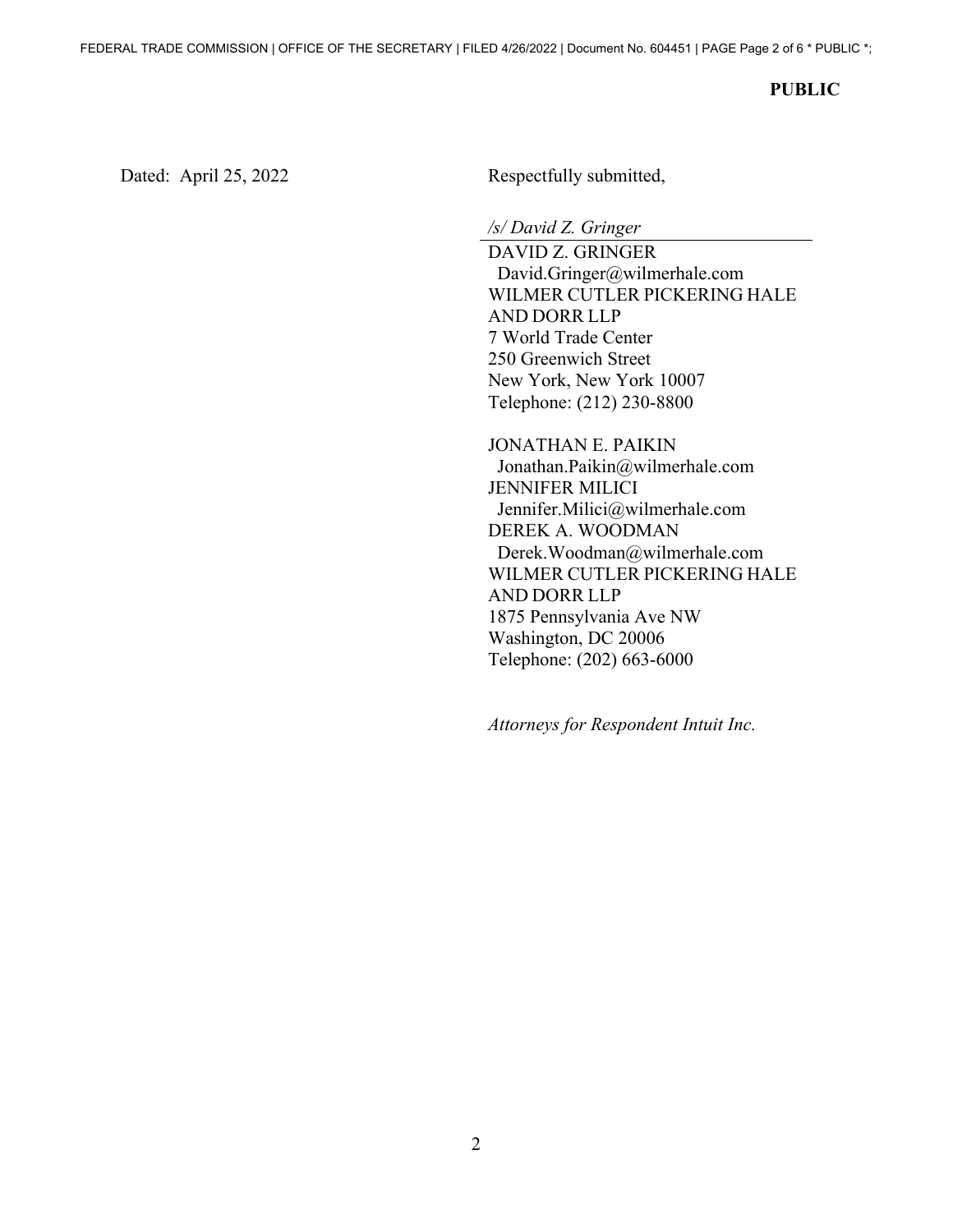**PUBLIC**

Dated: April 25, 2022

Respectfully submitted,

*/s/ David Z. Gringer*

DAVID Z. GRINGER
David.Gringer@wilmerhale.com
WILMER CUTLER PICKERING HALE AND DORR LLP
7 World Trade Center
250 Greenwich Street
New York, New York 10007
Telephone: (212) 230-8800

JONATHAN E. PAIKIN
Jonathan.Paikin@wilmerhale.com
JENNIFER MILICI
Jennifer.Milici@wilmerhale.com
DEREK A. WOODMAN
Derek.Woodman@wilmerhale.com
WILMER CUTLER PICKERING HALE AND DORR LLP
1875 Pennsylvania Ave NW
Washington, DC 20006
Telephone: (202) 663-6000

*Attorneys for Respondent Intuit Inc.*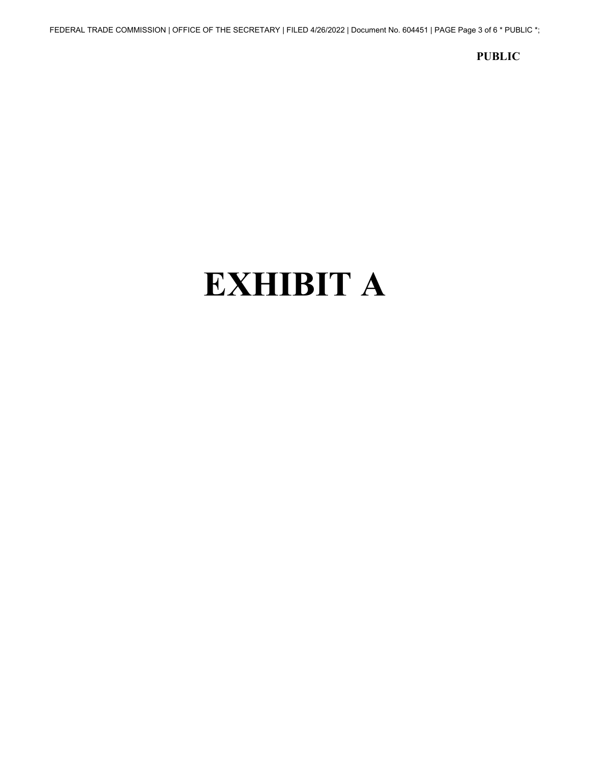PUBLIC

# EXHIBIT A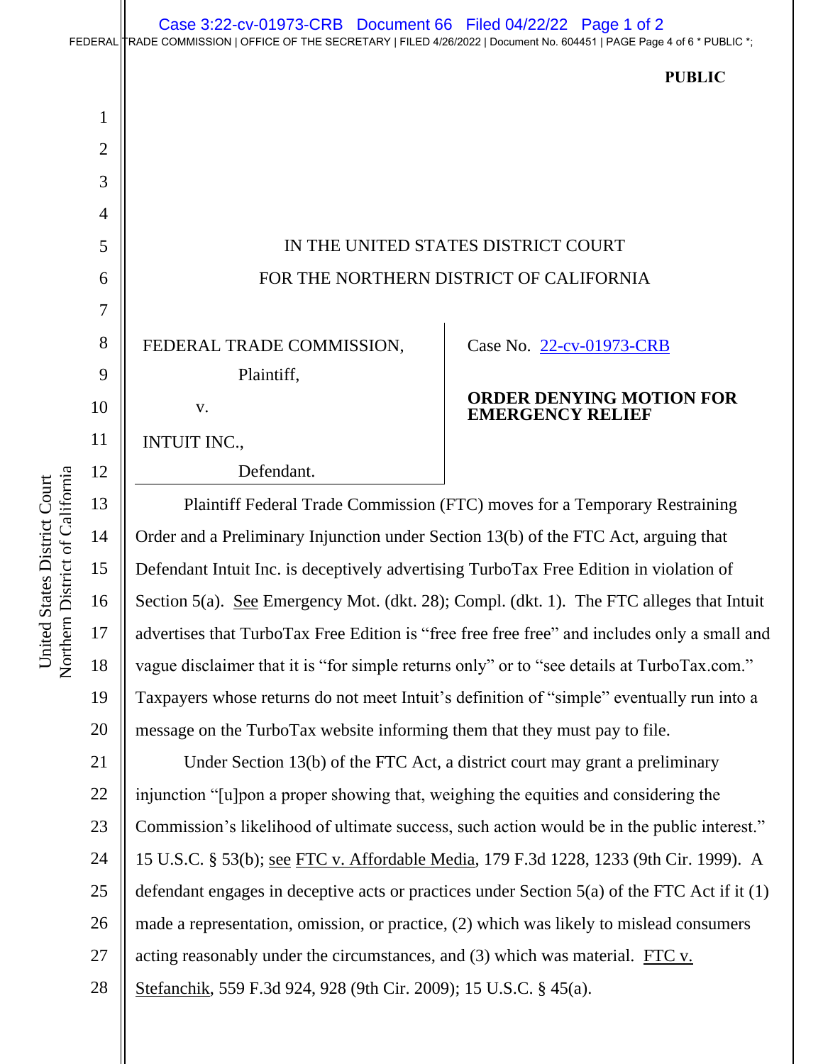**PUBLIC**

IN THE UNITED STATES DISTRICT COURT
FOR THE NORTHERN DISTRICT OF CALIFORNIA

FEDERAL TRADE COMMISSION,
Plaintiff,

v.

INTUIT INC.,
Defendant.

Case No. 22-cv-01973-CRB

**ORDER DENYING MOTION FOR EMERGENCY RELIEF**

Plaintiff Federal Trade Commission (FTC) moves for a Temporary Restraining Order and a Preliminary Injunction under Section 13(b) of the FTC Act, arguing that Defendant Intuit Inc. is deceptively advertising TurboTax Free Edition in violation of Section 5(a). See Emergency Mot. (dkt. 28); Compl. (dkt. 1). The FTC alleges that Intuit advertises that TurboTax Free Edition is "free free free free" and includes only a small and vague disclaimer that it is "for simple returns only" or to "see details at TurboTax.com." Taxpayers whose returns do not meet Intuit's definition of "simple" eventually run into a message on the TurboTax website informing them that they must pay to file.

Under Section 13(b) of the FTC Act, a district court may grant a preliminary injunction "[u]pon a proper showing that, weighing the equities and considering the Commission's likelihood of ultimate success, such action would be in the public interest." 15 U.S.C. § 53(b); see FTC v. Affordable Media, 179 F.3d 1228, 1233 (9th Cir. 1999). A defendant engages in deceptive acts or practices under Section 5(a) of the FTC Act if it (1) made a representation, omission, or practice, (2) which was likely to mislead consumers acting reasonably under the circumstances, and (3) which was material. FTC v. Stefanchik, 559 F.3d 924, 928 (9th Cir. 2009); 15 U.S.C. § 45(a).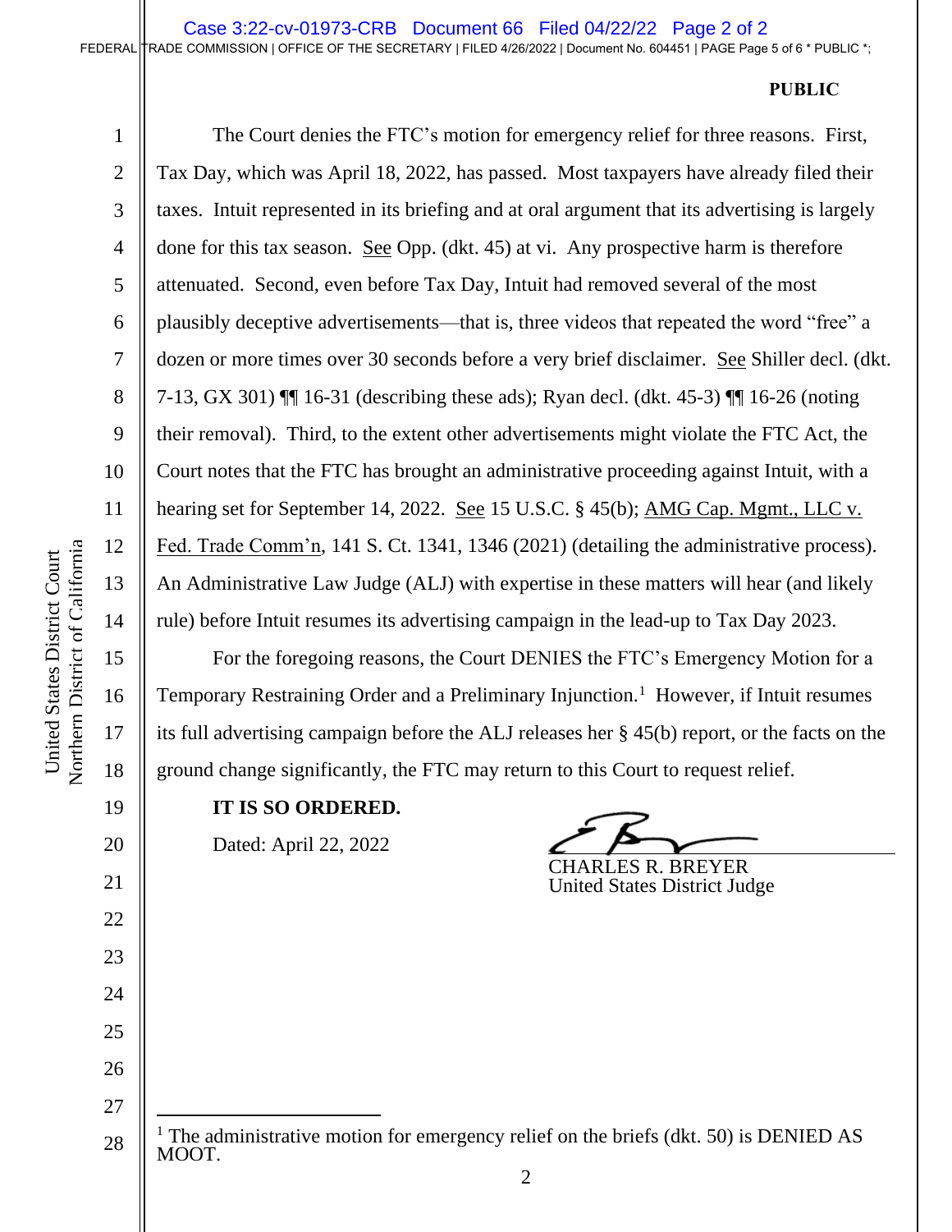**PUBLIC**

The Court denies the FTC's motion for emergency relief for three reasons. First, Tax Day, which was April 18, 2022, has passed. Most taxpayers have already filed their taxes. Intuit represented in its briefing and at oral argument that its advertising is largely done for this tax season. See Opp. (dkt. 45) at vi. Any prospective harm is therefore attenuated. Second, even before Tax Day, Intuit had removed several of the most plausibly deceptive advertisements—that is, three videos that repeated the word "free" a dozen or more times over 30 seconds before a very brief disclaimer. See Shiller decl. (dkt. 7-13, GX 301) ¶¶ 16-31 (describing these ads); Ryan decl. (dkt. 45-3) ¶¶ 16-26 (noting their removal). Third, to the extent other advertisements might violate the FTC Act, the Court notes that the FTC has brought an administrative proceeding against Intuit, with a hearing set for September 14, 2022. See 15 U.S.C. § 45(b); AMG Cap. Mgmt., LLC v. Fed. Trade Comm'n, 141 S. Ct. 1341, 1346 (2021) (detailing the administrative process). An Administrative Law Judge (ALJ) with expertise in these matters will hear (and likely rule) before Intuit resumes its advertising campaign in the lead-up to Tax Day 2023.

For the foregoing reasons, the Court DENIES the FTC's Emergency Motion for a Temporary Restraining Order and a Preliminary Injunction.[1] However, if Intuit resumes its full advertising campaign before the ALJ releases her § 45(b) report, or the facts on the ground change significantly, the FTC may return to this Court to request relief.

**IT IS SO ORDERED.**

Dated: April 22, 2022

CHARLES R. BREYER
United States District Judge

---

[1] The administrative motion for emergency relief on the briefs (dkt. 50) is DENIED AS MOOT.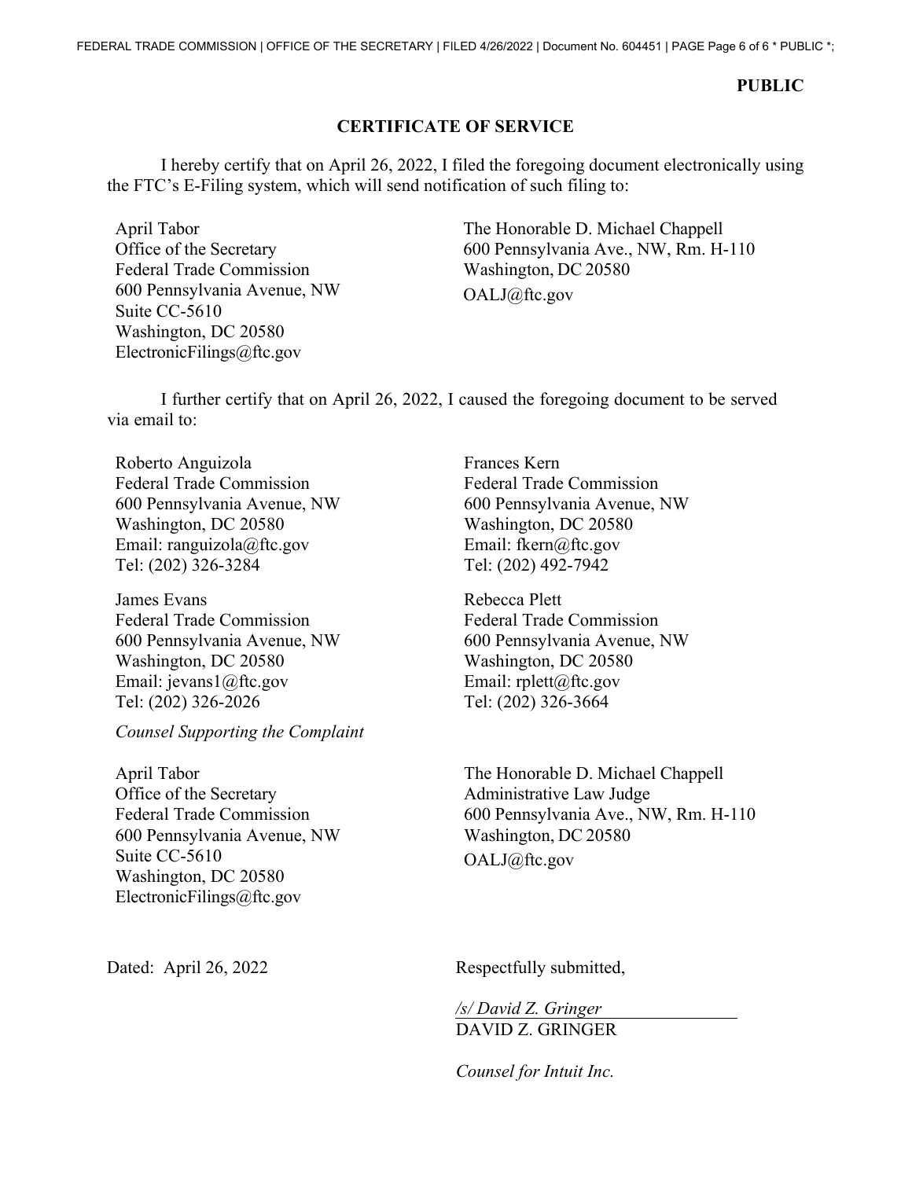**PUBLIC**

## CERTIFICATE OF SERVICE

I hereby certify that on April 26, 2022, I filed the foregoing document electronically using the FTC's E-Filing system, which will send notification of such filing to:

April Tabor
Office of the Secretary
Federal Trade Commission
600 Pennsylvania Avenue, NW
Suite CC-5610
Washington, DC 20580
ElectronicFilings@ftc.gov

The Honorable D. Michael Chappell
600 Pennsylvania Ave., NW, Rm. H-110
Washington, DC 20580
OALJ@ftc.gov

I further certify that on April 26, 2022, I caused the foregoing document to be served via email to:

Roberto Anguizola
Federal Trade Commission
600 Pennsylvania Avenue, NW
Washington, DC 20580
Email: ranguizola@ftc.gov
Tel: (202) 326-3284

Frances Kern
Federal Trade Commission
600 Pennsylvania Avenue, NW
Washington, DC 20580
Email: fkern@ftc.gov
Tel: (202) 492-7942

James Evans
Federal Trade Commission
600 Pennsylvania Avenue, NW
Washington, DC 20580
Email: jevans1@ftc.gov
Tel: (202) 326-2026

Rebecca Plett
Federal Trade Commission
600 Pennsylvania Avenue, NW
Washington, DC 20580
Email: rplett@ftc.gov
Tel: (202) 326-3664

*Counsel Supporting the Complaint*

April Tabor
Office of the Secretary
Federal Trade Commission
600 Pennsylvania Avenue, NW
Suite CC-5610
Washington, DC 20580
ElectronicFilings@ftc.gov

The Honorable D. Michael Chappell
Administrative Law Judge
600 Pennsylvania Ave., NW, Rm. H-110
Washington, DC 20580
OALJ@ftc.gov

Dated: April 26, 2022

Respectfully submitted,

*/s/ David Z. Gringer*
DAVID Z. GRINGER

*Counsel for Intuit Inc.*